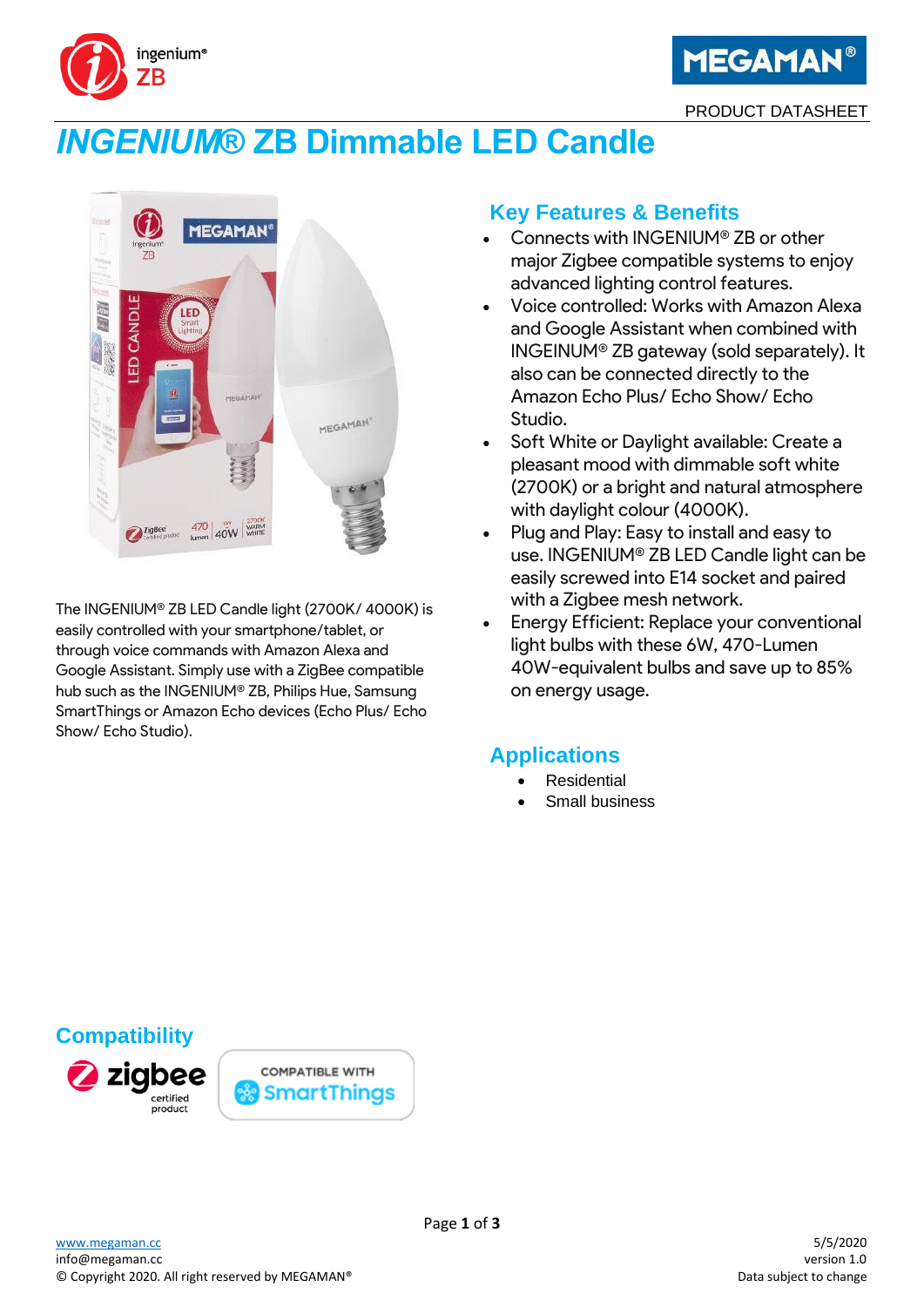PRODUCT DATASHEET

# *INGENIUM*® ZB Dimmable LED Candle

The INGENIUM® ZB LED Candle light (2700K/ 4000K) is easily controlled with your smartphone/tablet, or through voice commands with Amazon Alexa and Google Assistant. Simply use with a ZigBee compatible hub such as the INGENIUM® ZB, Philips Hue, Samsung SmartThings or Amazon Echo devices (Echo Plus/ Echo Show/ Echo Studio).

## Key Features & Benefits

- Connects with INGENIUM® ZB or other major Zigbee compatible systems to enjoy advanced lighting control features.
- Voice controlled: Works with Amazon Alexa and Google Assistant when combined with INGEINUM® ZB gateway (sold separately). It also can be connected directly to the Amazon Echo Plus/ Echo Show/ Echo Studio.
- Soft White or Daylight available: Create a pleasant mood with dimmable soft white (2700K) or a bright and natural atmosphere with daylight colour (4000K).
- Plug and Play: Easy to install and easy to use. INGENIUM® ZB LED Candle light can be easily screwed into E14 socket and paired with a Zigbee mesh network.
- Energy Efficient: Replace your conventional light bulbs with these 6W, 470-Lumen 40W-equivalent bulbs and save up to 85% on energy usage.

## Applications

- Residential
- Small business

## Compatibility

zigbee certified product

COMPATIBLE WITH SmartThings

www.megaman.cc
info@megaman.cc
© Copyright 2020. All right reserved by MEGAMAN®

5/5/2020
version 1.0
Data subject to change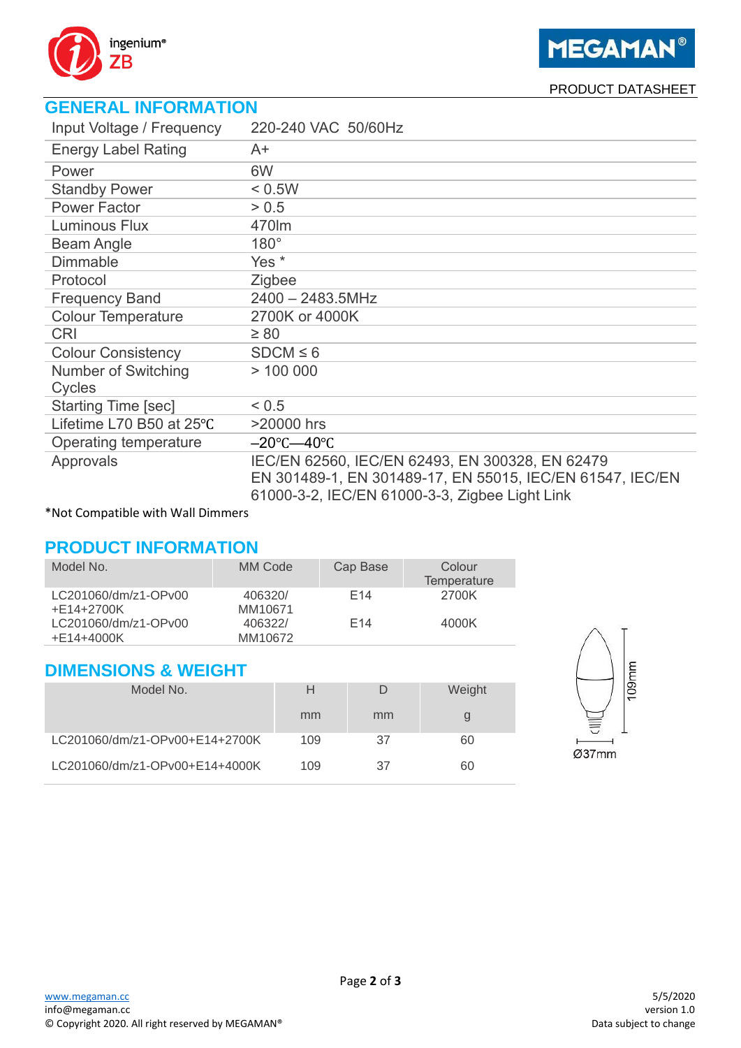PRODUCT DATASHEET

## GENERAL INFORMATION

| | |
|---|---|
| Input Voltage / Frequency | 220-240 VAC 50/60Hz |
| Energy Label Rating | A+ |
| Power | 6W |
| Standby Power | < 0.5W |
| Power Factor | > 0.5 |
| Luminous Flux | 470lm |
| Beam Angle | 180° |
| Dimmable | Yes * |
| Protocol | Zigbee |
| Frequency Band | 2400 – 2483.5MHz |
| Colour Temperature | 2700K or 4000K |
| CRI | ≥ 80 |
| Colour Consistency | SDCM ≤ 6 |
| Number of Switching Cycles | > 100 000 |
| Starting Time [sec] | < 0.5 |
| Lifetime L70 B50 at 25℃ | >20000 hrs |
| Operating temperature | –20℃—40℃ |
| Approvals | IEC/EN 62560, IEC/EN 62493, EN 300328, EN 62479 EN 301489-1, EN 301489-17, EN 55015, IEC/EN 61547, IEC/EN 61000-3-2, IEC/EN 61000-3-3, Zigbee Light Link |

*Not Compatible with Wall Dimmers

## PRODUCT INFORMATION

| Model No. | MM Code | Cap Base | Colour Temperature |
|---|---|---|---|
| LC201060/dm/z1-OPv00 +E14+2700K | 406320/ MM10671 | E14 | 2700K |
| LC201060/dm/z1-OPv00 +E14+4000K | 406322/ MM10672 | E14 | 4000K |

## DIMENSIONS & WEIGHT

| Model No. | H | D | Weight |
|---|---|---|---|
| | mm | mm | g |
| LC201060/dm/z1-OPv00+E14+2700K | 109 | 37 | 60 |
| LC201060/dm/z1-OPv00+E14+4000K | 109 | 37 | 60 |

109mm

Ø37mm

www.megaman.cc
info@megaman.cc
© Copyright 2020. All right reserved by MEGAMAN®

5/5/2020
version 1.0
Data subject to change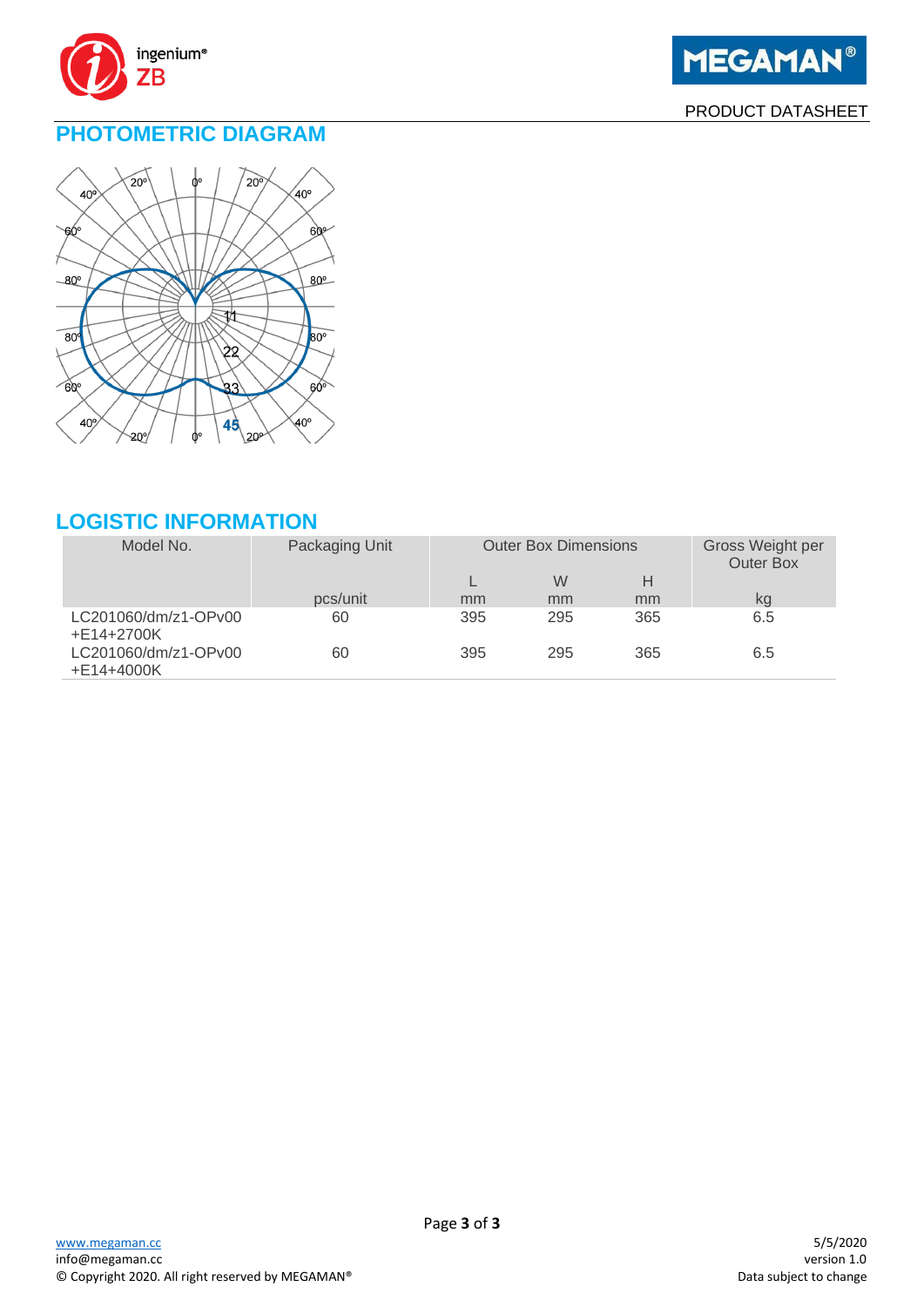## PHOTOMETRIC DIAGRAM

20º 0º 20º
40º 40º
60º 60º
80º 80º
11
80º 80º
22
60º 60º
33
40º 40º
45
20º 0º 20º

## LOGISTIC INFORMATION

| Model No. | Packaging Unit | Outer Box Dimensions | | | Gross Weight per Outer Box |
|---|---|---|---|---|---|
| | | L | W | H | |
| | pcs/unit | mm | mm | mm | kg |
| LC201060/dm/z1-OPv00 +E14+2700K | 60 | 395 | 295 | 365 | 6.5 |
| LC201060/dm/z1-OPv00 +E14+4000K | 60 | 395 | 295 | 365 | 6.5 |

www.megaman.cc
info@megaman.cc
© Copyright 2020. All right reserved by MEGAMAN®

5/5/2020
version 1.0
Data subject to change